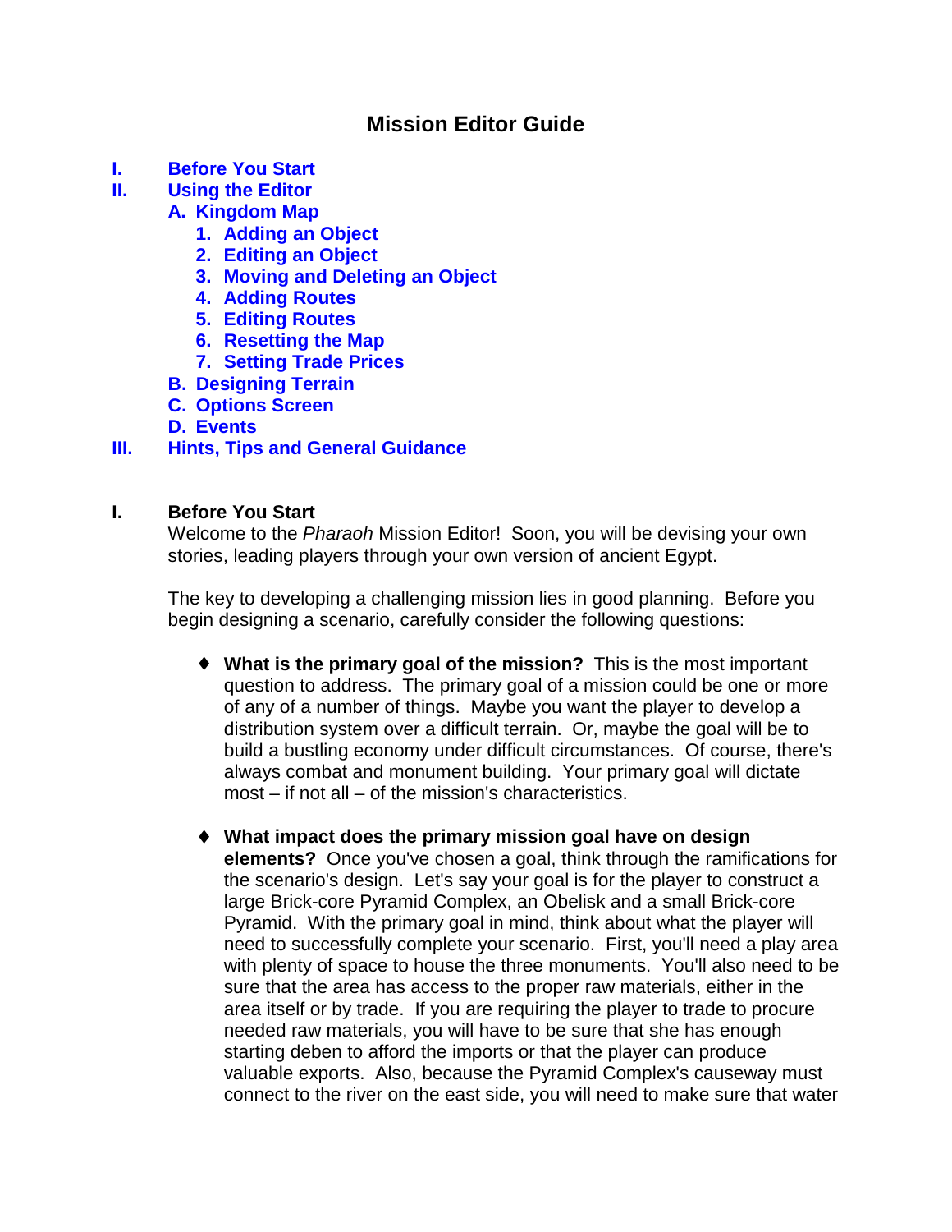# Mission Editor Guide

- I. Before You Start
- II. Using the Editor
  - A. Kingdom Map
    1. Adding an Object
    2. Editing an Object
    3. Moving and Deleting an Object
    4. Adding Routes
    5. Editing Routes
    6. Resetting the Map
    7. Setting Trade Prices
  - B. Designing Terrain
  - C. Options Screen
  - D. Events
- III. Hints, Tips and General Guidance

## I. Before You Start

Welcome to the *Pharaoh* Mission Editor! Soon, you will be devising your own stories, leading players through your own version of ancient Egypt.

The key to developing a challenging mission lies in good planning. Before you begin designing a scenario, carefully consider the following questions:

- ♦ **What is the primary goal of the mission?** This is the most important question to address. The primary goal of a mission could be one or more of any of a number of things. Maybe you want the player to develop a distribution system over a difficult terrain. Or, maybe the goal will be to build a bustling economy under difficult circumstances. Of course, there's always combat and monument building. Your primary goal will dictate most – if not all – of the mission's characteristics.

- ♦ **What impact does the primary mission goal have on design elements?** Once you've chosen a goal, think through the ramifications for the scenario's design. Let's say your goal is for the player to construct a large Brick-core Pyramid Complex, an Obelisk and a small Brick-core Pyramid. With the primary goal in mind, think about what the player will need to successfully complete your scenario. First, you'll need a play area with plenty of space to house the three monuments. You'll also need to be sure that the area has access to the proper raw materials, either in the area itself or by trade. If you are requiring the player to trade to procure needed raw materials, you will have to be sure that she has enough starting deben to afford the imports or that the player can produce valuable exports. Also, because the Pyramid Complex's causeway must connect to the river on the east side, you will need to make sure that water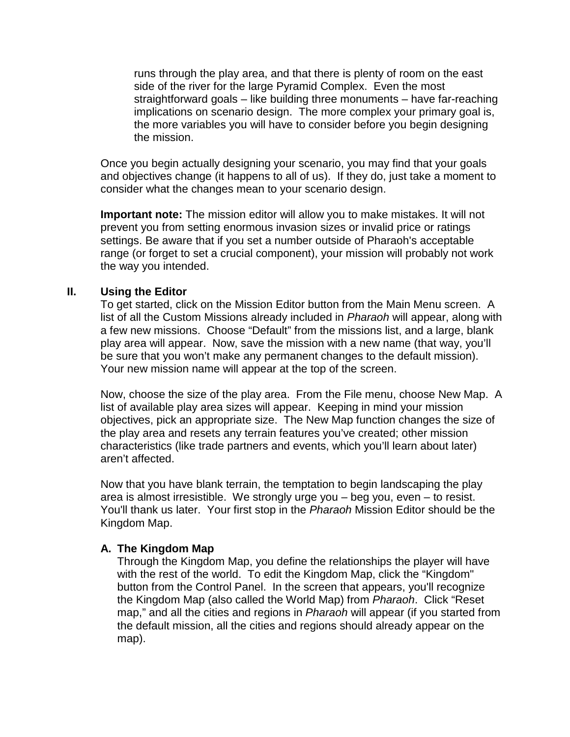runs through the play area, and that there is plenty of room on the east side of the river for the large Pyramid Complex. Even the most straightforward goals – like building three monuments – have far-reaching implications on scenario design. The more complex your primary goal is, the more variables you will have to consider before you begin designing the mission.

Once you begin actually designing your scenario, you may find that your goals and objectives change (it happens to all of us). If they do, just take a moment to consider what the changes mean to your scenario design.

**Important note:** The mission editor will allow you to make mistakes. It will not prevent you from setting enormous invasion sizes or invalid price or ratings settings. Be aware that if you set a number outside of Pharaoh's acceptable range (or forget to set a crucial component), your mission will probably not work the way you intended.

## II. Using the Editor

To get started, click on the Mission Editor button from the Main Menu screen. A list of all the Custom Missions already included in *Pharaoh* will appear, along with a few new missions. Choose “Default” from the missions list, and a large, blank play area will appear. Now, save the mission with a new name (that way, you’ll be sure that you won’t make any permanent changes to the default mission). Your new mission name will appear at the top of the screen.

Now, choose the size of the play area. From the File menu, choose New Map. A list of available play area sizes will appear. Keeping in mind your mission objectives, pick an appropriate size. The New Map function changes the size of the play area and resets any terrain features you’ve created; other mission characteristics (like trade partners and events, which you’ll learn about later) aren’t affected.

Now that you have blank terrain, the temptation to begin landscaping the play area is almost irresistible. We strongly urge you – beg you, even – to resist. You'll thank us later. Your first stop in the *Pharaoh* Mission Editor should be the Kingdom Map.

### A. The Kingdom Map

Through the Kingdom Map, you define the relationships the player will have with the rest of the world. To edit the Kingdom Map, click the “Kingdom" button from the Control Panel. In the screen that appears, you'll recognize the Kingdom Map (also called the World Map) from *Pharaoh*. Click “Reset map,” and all the cities and regions in *Pharaoh* will appear (if you started from the default mission, all the cities and regions should already appear on the map).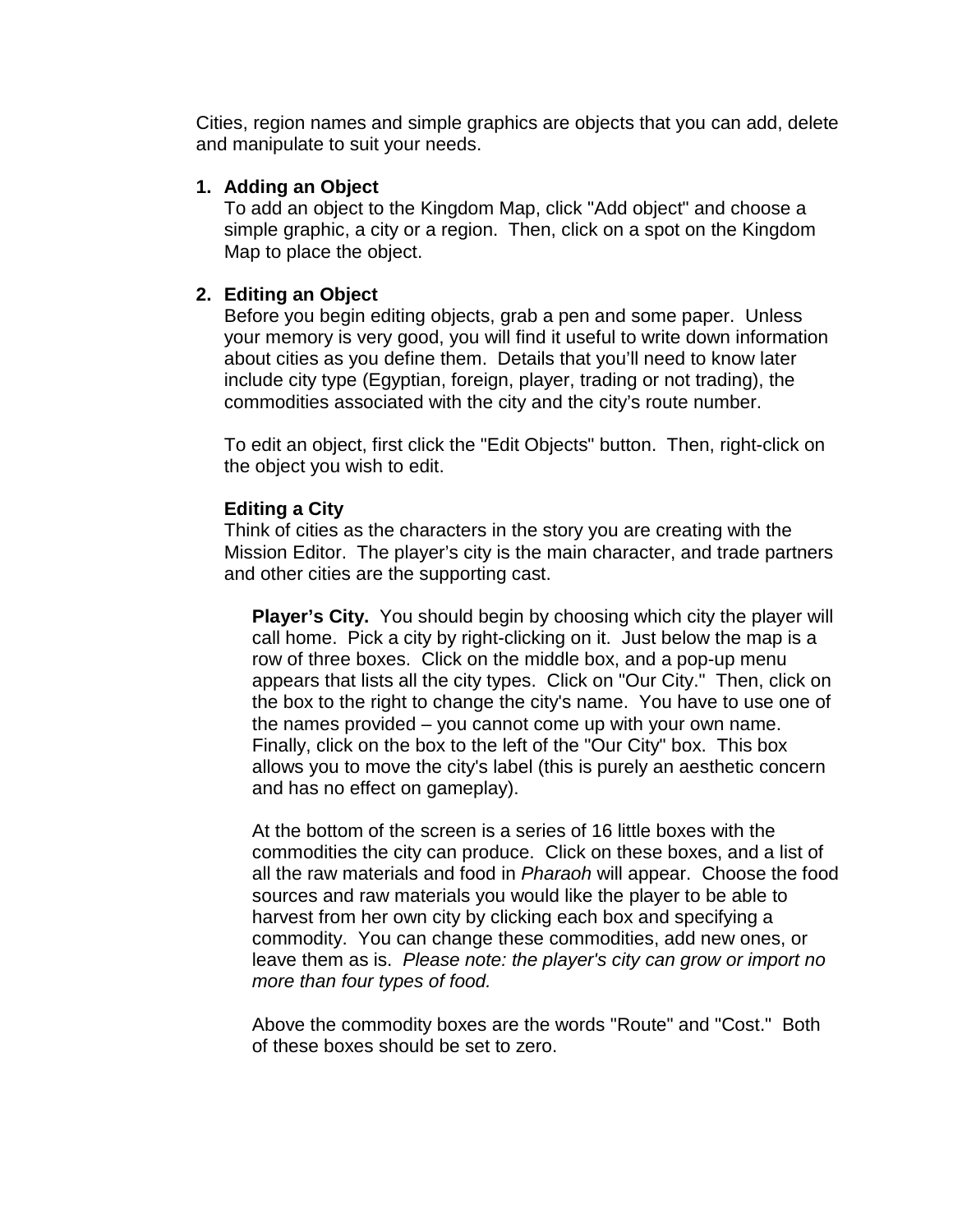Cities, region names and simple graphics are objects that you can add, delete and manipulate to suit your needs.

1. **Adding an Object**
   To add an object to the Kingdom Map, click "Add object" and choose a simple graphic, a city or a region. Then, click on a spot on the Kingdom Map to place the object.

2. **Editing an Object**
   Before you begin editing objects, grab a pen and some paper. Unless your memory is very good, you will find it useful to write down information about cities as you define them. Details that you'll need to know later include city type (Egyptian, foreign, player, trading or not trading), the commodities associated with the city and the city's route number.

   To edit an object, first click the "Edit Objects" button. Then, right-click on the object you wish to edit.

   **Editing a City**
   Think of cities as the characters in the story you are creating with the Mission Editor. The player's city is the main character, and trade partners and other cities are the supporting cast.

   **Player's City.** You should begin by choosing which city the player will call home. Pick a city by right-clicking on it. Just below the map is a row of three boxes. Click on the middle box, and a pop-up menu appears that lists all the city types. Click on "Our City." Then, click on the box to the right to change the city's name. You have to use one of the names provided – you cannot come up with your own name. Finally, click on the box to the left of the "Our City" box. This box allows you to move the city's label (this is purely an aesthetic concern and has no effect on gameplay).

   At the bottom of the screen is a series of 16 little boxes with the commodities the city can produce. Click on these boxes, and a list of all the raw materials and food in *Pharaoh* will appear. Choose the food sources and raw materials you would like the player to be able to harvest from her own city by clicking each box and specifying a commodity. You can change these commodities, add new ones, or leave them as is. *Please note: the player's city can grow or import no more than four types of food.*

   Above the commodity boxes are the words "Route" and "Cost." Both of these boxes should be set to zero.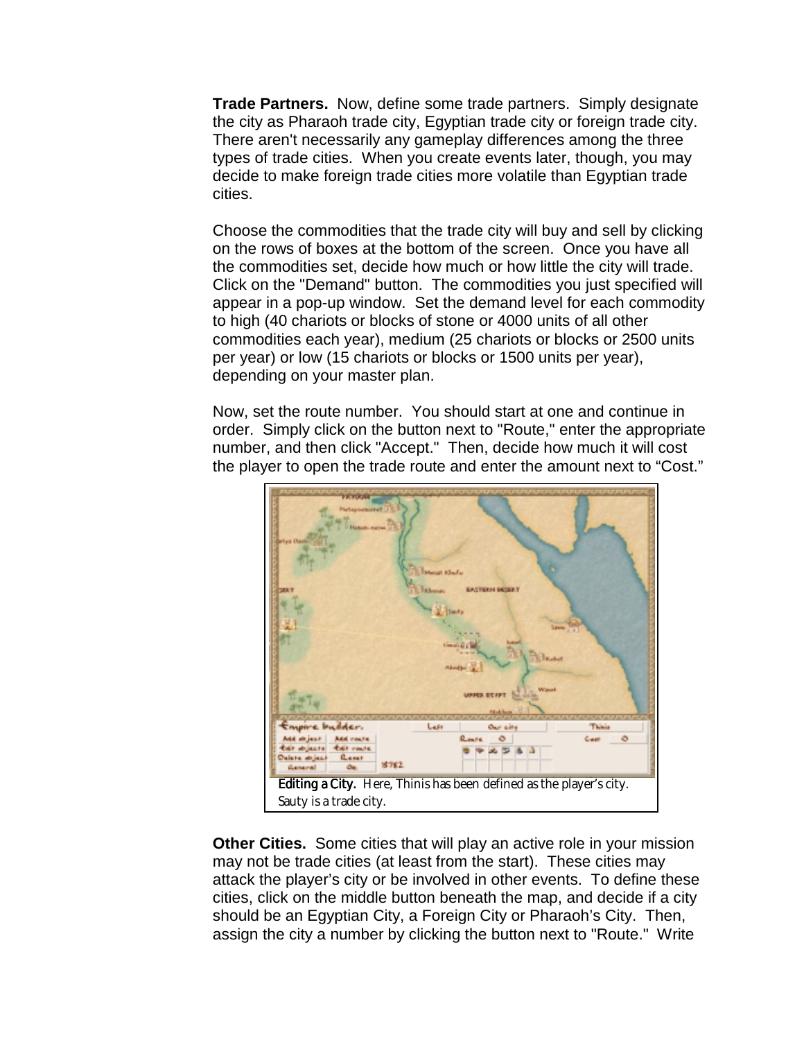**Trade Partners.** Now, define some trade partners. Simply designate the city as Pharaoh trade city, Egyptian trade city or foreign trade city. There aren't necessarily any gameplay differences among the three types of trade cities. When you create events later, though, you may decide to make foreign trade cities more volatile than Egyptian trade cities.

Choose the commodities that the trade city will buy and sell by clicking on the rows of boxes at the bottom of the screen. Once you have all the commodities set, decide how much or how little the city will trade. Click on the "Demand" button. The commodities you just specified will appear in a pop-up window. Set the demand level for each commodity to high (40 chariots or blocks of stone or 4000 units of all other commodities each year), medium (25 chariots or blocks or 2500 units per year) or low (15 chariots or blocks or 1500 units per year), depending on your master plan.

Now, set the route number. You should start at one and continue in order. Simply click on the button next to "Route," enter the appropriate number, and then click "Accept." Then, decide how much it will cost the player to open the trade route and enter the amount next to "Cost."

**Editing a City.** Here, Thinis has been defined as the player's city. Sauty is a trade city.

**Other Cities.** Some cities that will play an active role in your mission may not be trade cities (at least from the start). These cities may attack the player's city or be involved in other events. To define these cities, click on the middle button beneath the map, and decide if a city should be an Egyptian City, a Foreign City or Pharaoh's City. Then, assign the city a number by clicking the button next to "Route." Write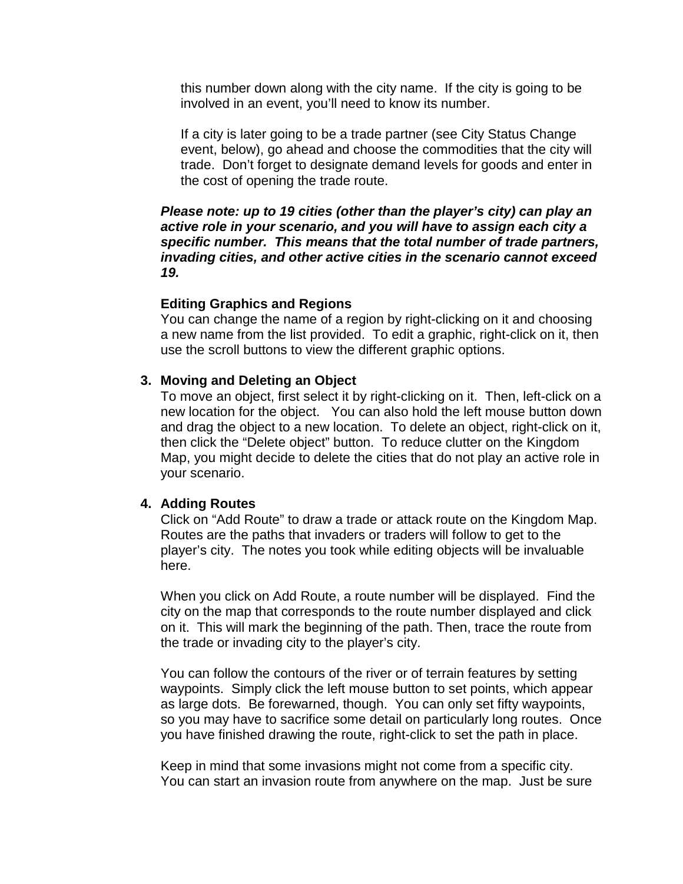this number down along with the city name. If the city is going to be involved in an event, you'll need to know its number.

If a city is later going to be a trade partner (see City Status Change event, below), go ahead and choose the commodities that the city will trade. Don't forget to designate demand levels for goods and enter in the cost of opening the trade route.

***Please note: up to 19 cities (other than the player's city) can play an active role in your scenario, and you will have to assign each city a specific number. This means that the total number of trade partners, invading cities, and other active cities in the scenario cannot exceed 19.***

**Editing Graphics and Regions**

You can change the name of a region by right-clicking on it and choosing a new name from the list provided. To edit a graphic, right-click on it, then use the scroll buttons to view the different graphic options.

3. **Moving and Deleting an Object**

   To move an object, first select it by right-clicking on it. Then, left-click on a new location for the object. You can also hold the left mouse button down and drag the object to a new location. To delete an object, right-click on it, then click the "Delete object" button. To reduce clutter on the Kingdom Map, you might decide to delete the cities that do not play an active role in your scenario.

4. **Adding Routes**

   Click on "Add Route" to draw a trade or attack route on the Kingdom Map. Routes are the paths that invaders or traders will follow to get to the player's city. The notes you took while editing objects will be invaluable here.

   When you click on Add Route, a route number will be displayed. Find the city on the map that corresponds to the route number displayed and click on it. This will mark the beginning of the path. Then, trace the route from the trade or invading city to the player's city.

   You can follow the contours of the river or of terrain features by setting waypoints. Simply click the left mouse button to set points, which appear as large dots. Be forewarned, though. You can only set fifty waypoints, so you may have to sacrifice some detail on particularly long routes. Once you have finished drawing the route, right-click to set the path in place.

   Keep in mind that some invasions might not come from a specific city. You can start an invasion route from anywhere on the map. Just be sure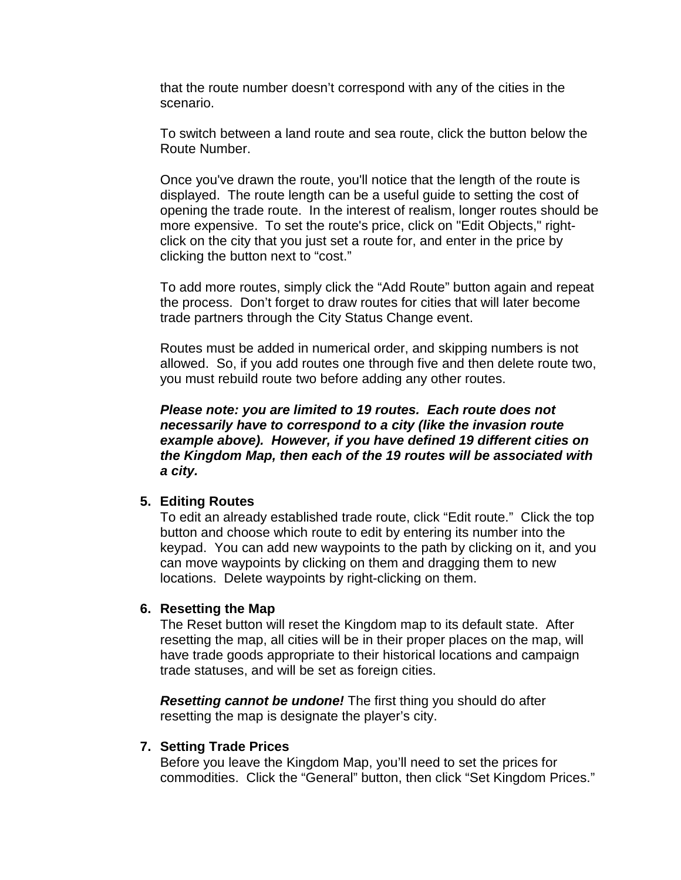that the route number doesn't correspond with any of the cities in the scenario.

To switch between a land route and sea route, click the button below the Route Number.

Once you've drawn the route, you'll notice that the length of the route is displayed. The route length can be a useful guide to setting the cost of opening the trade route. In the interest of realism, longer routes should be more expensive. To set the route's price, click on "Edit Objects," right-click on the city that you just set a route for, and enter in the price by clicking the button next to "cost."

To add more routes, simply click the "Add Route" button again and repeat the process. Don't forget to draw routes for cities that will later become trade partners through the City Status Change event.

Routes must be added in numerical order, and skipping numbers is not allowed. So, if you add routes one through five and then delete route two, you must rebuild route two before adding any other routes.

***Please note: you are limited to 19 routes. Each route does not necessarily have to correspond to a city (like the invasion route example above). However, if you have defined 19 different cities on the Kingdom Map, then each of the 19 routes will be associated with a city.***

5. **Editing Routes**
   To edit an already established trade route, click "Edit route." Click the top button and choose which route to edit by entering its number into the keypad. You can add new waypoints to the path by clicking on it, and you can move waypoints by clicking on them and dragging them to new locations. Delete waypoints by right-clicking on them.

6. **Resetting the Map**
   The Reset button will reset the Kingdom map to its default state. After resetting the map, all cities will be in their proper places on the map, will have trade goods appropriate to their historical locations and campaign trade statuses, and will be set as foreign cities.

   ***Resetting cannot be undone!*** The first thing you should do after resetting the map is designate the player's city.

7. **Setting Trade Prices**
   Before you leave the Kingdom Map, you'll need to set the prices for commodities. Click the "General" button, then click "Set Kingdom Prices."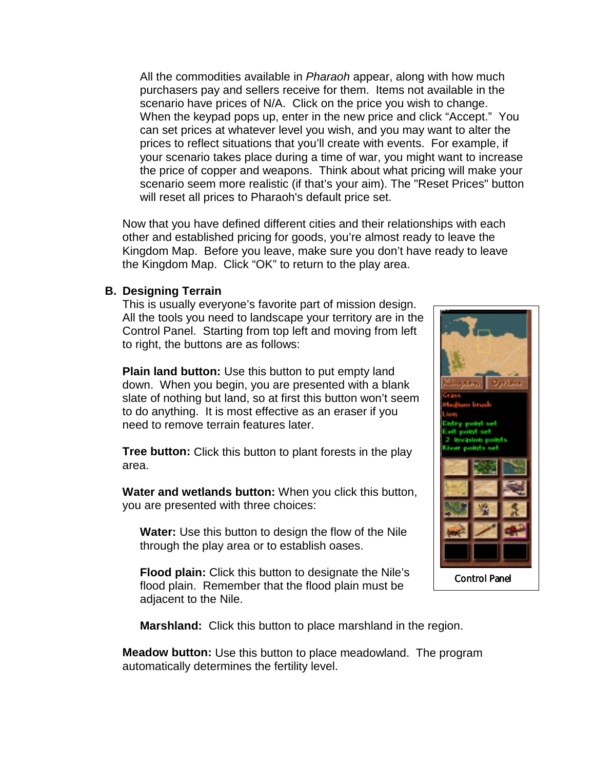All the commodities available in *Pharaoh* appear, along with how much purchasers pay and sellers receive for them. Items not available in the scenario have prices of N/A. Click on the price you wish to change. When the keypad pops up, enter in the new price and click "Accept." You can set prices at whatever level you wish, and you may want to alter the prices to reflect situations that you'll create with events. For example, if your scenario takes place during a time of war, you might want to increase the price of copper and weapons. Think about what pricing will make your scenario seem more realistic (if that's your aim). The "Reset Prices" button will reset all prices to Pharaoh's default price set.

Now that you have defined different cities and their relationships with each other and established pricing for goods, you're almost ready to leave the Kingdom Map. Before you leave, make sure you don't have ready to leave the Kingdom Map. Click "OK" to return to the play area.

## B. Designing Terrain

This is usually everyone's favorite part of mission design. All the tools you need to landscape your territory are in the Control Panel. Starting from top left and moving from left to right, the buttons are as follows:

Control Panel

**Plain land button:** Use this button to put empty land down. When you begin, you are presented with a blank slate of nothing but land, so at first this button won't seem to do anything. It is most effective as an eraser if you need to remove terrain features later.

**Tree button:** Click this button to plant forests in the play area.

**Water and wetlands button:** When you click this button, you are presented with three choices:

**Water:** Use this button to design the flow of the Nile through the play area or to establish oases.

**Flood plain:** Click this button to designate the Nile's flood plain. Remember that the flood plain must be adjacent to the Nile.

**Marshland:** Click this button to place marshland in the region.

**Meadow button:** Use this button to place meadowland. The program automatically determines the fertility level.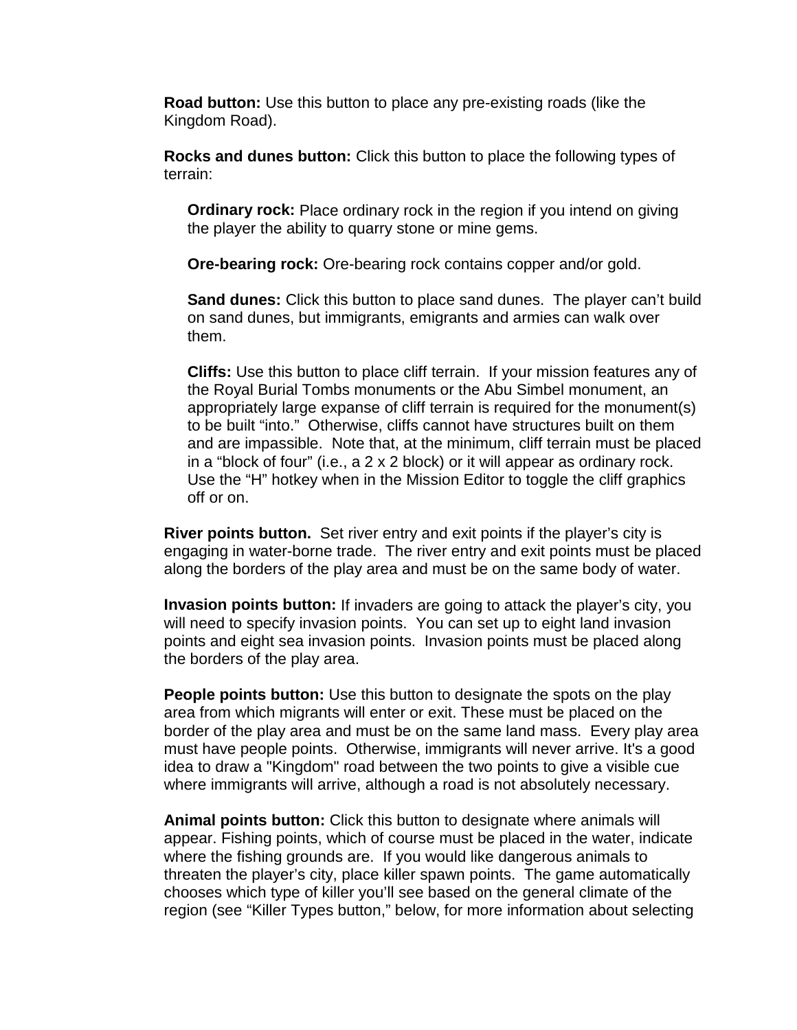**Road button:** Use this button to place any pre-existing roads (like the Kingdom Road).

**Rocks and dunes button:** Click this button to place the following types of terrain:

> **Ordinary rock:** Place ordinary rock in the region if you intend on giving the player the ability to quarry stone or mine gems.
>
> **Ore-bearing rock:** Ore-bearing rock contains copper and/or gold.
>
> **Sand dunes:** Click this button to place sand dunes. The player can't build on sand dunes, but immigrants, emigrants and armies can walk over them.
>
> **Cliffs:** Use this button to place cliff terrain. If your mission features any of the Royal Burial Tombs monuments or the Abu Simbel monument, an appropriately large expanse of cliff terrain is required for the monument(s) to be built "into." Otherwise, cliffs cannot have structures built on them and are impassible. Note that, at the minimum, cliff terrain must be placed in a "block of four" (i.e., a 2 x 2 block) or it will appear as ordinary rock. Use the "H" hotkey when in the Mission Editor to toggle the cliff graphics off or on.

**River points button.** Set river entry and exit points if the player's city is engaging in water-borne trade. The river entry and exit points must be placed along the borders of the play area and must be on the same body of water.

**Invasion points button:** If invaders are going to attack the player's city, you will need to specify invasion points. You can set up to eight land invasion points and eight sea invasion points. Invasion points must be placed along the borders of the play area.

**People points button:** Use this button to designate the spots on the play area from which migrants will enter or exit. These must be placed on the border of the play area and must be on the same land mass. Every play area must have people points. Otherwise, immigrants will never arrive. It's a good idea to draw a "Kingdom" road between the two points to give a visible cue where immigrants will arrive, although a road is not absolutely necessary.

**Animal points button:** Click this button to designate where animals will appear. Fishing points, which of course must be placed in the water, indicate where the fishing grounds are. If you would like dangerous animals to threaten the player's city, place killer spawn points. The game automatically chooses which type of killer you'll see based on the general climate of the region (see "Killer Types button," below, for more information about selecting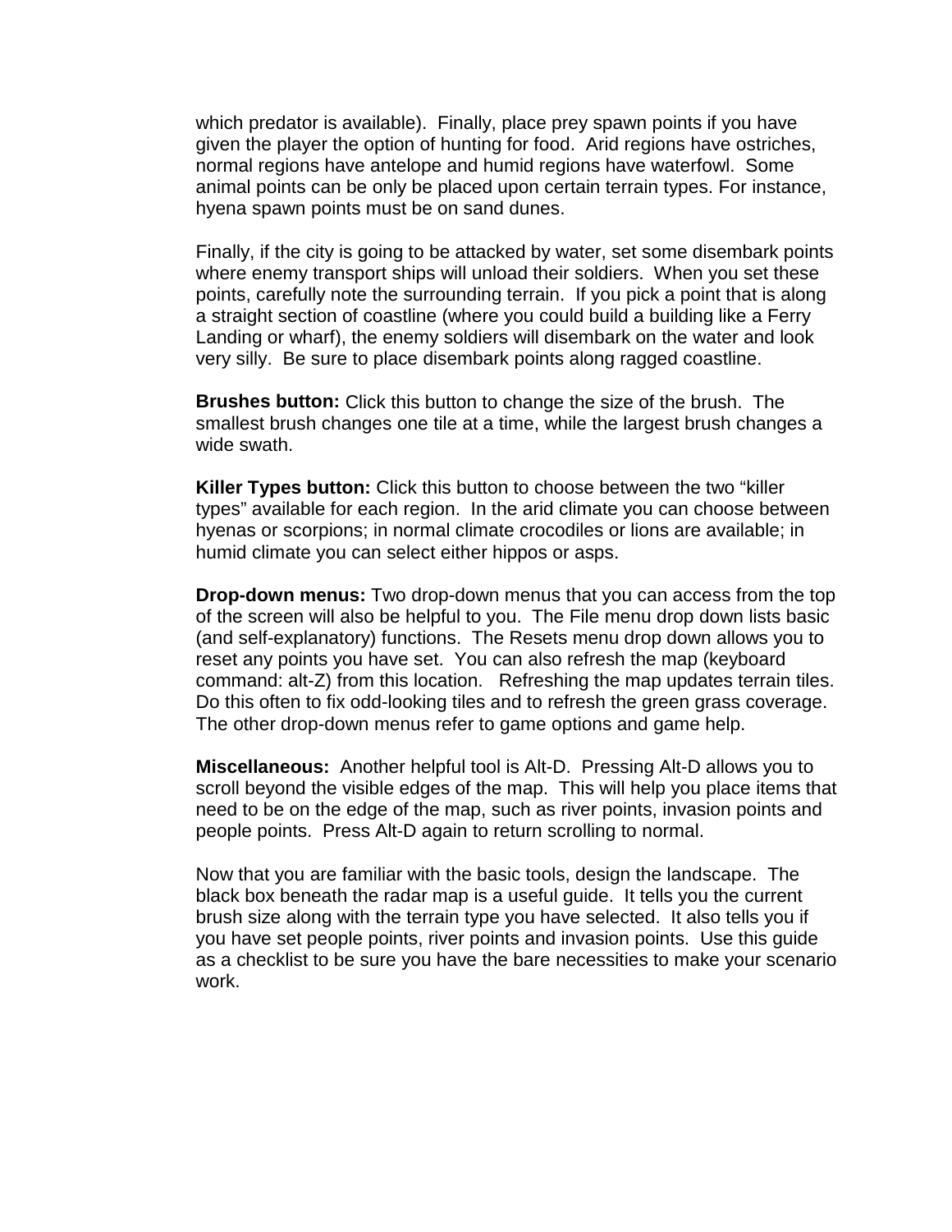which predator is available). Finally, place prey spawn points if you have given the player the option of hunting for food. Arid regions have ostriches, normal regions have antelope and humid regions have waterfowl. Some animal points can be only be placed upon certain terrain types. For instance, hyena spawn points must be on sand dunes.

Finally, if the city is going to be attacked by water, set some disembark points where enemy transport ships will unload their soldiers. When you set these points, carefully note the surrounding terrain. If you pick a point that is along a straight section of coastline (where you could build a building like a Ferry Landing or wharf), the enemy soldiers will disembark on the water and look very silly. Be sure to place disembark points along ragged coastline.

**Brushes button:** Click this button to change the size of the brush. The smallest brush changes one tile at a time, while the largest brush changes a wide swath.

**Killer Types button:** Click this button to choose between the two "killer types" available for each region. In the arid climate you can choose between hyenas or scorpions; in normal climate crocodiles or lions are available; in humid climate you can select either hippos or asps.

**Drop-down menus:** Two drop-down menus that you can access from the top of the screen will also be helpful to you. The File menu drop down lists basic (and self-explanatory) functions. The Resets menu drop down allows you to reset any points you have set. You can also refresh the map (keyboard command: alt-Z) from this location. Refreshing the map updates terrain tiles. Do this often to fix odd-looking tiles and to refresh the green grass coverage. The other drop-down menus refer to game options and game help.

**Miscellaneous:** Another helpful tool is Alt-D. Pressing Alt-D allows you to scroll beyond the visible edges of the map. This will help you place items that need to be on the edge of the map, such as river points, invasion points and people points. Press Alt-D again to return scrolling to normal.

Now that you are familiar with the basic tools, design the landscape. The black box beneath the radar map is a useful guide. It tells you the current brush size along with the terrain type you have selected. It also tells you if you have set people points, river points and invasion points. Use this guide as a checklist to be sure you have the bare necessities to make your scenario work.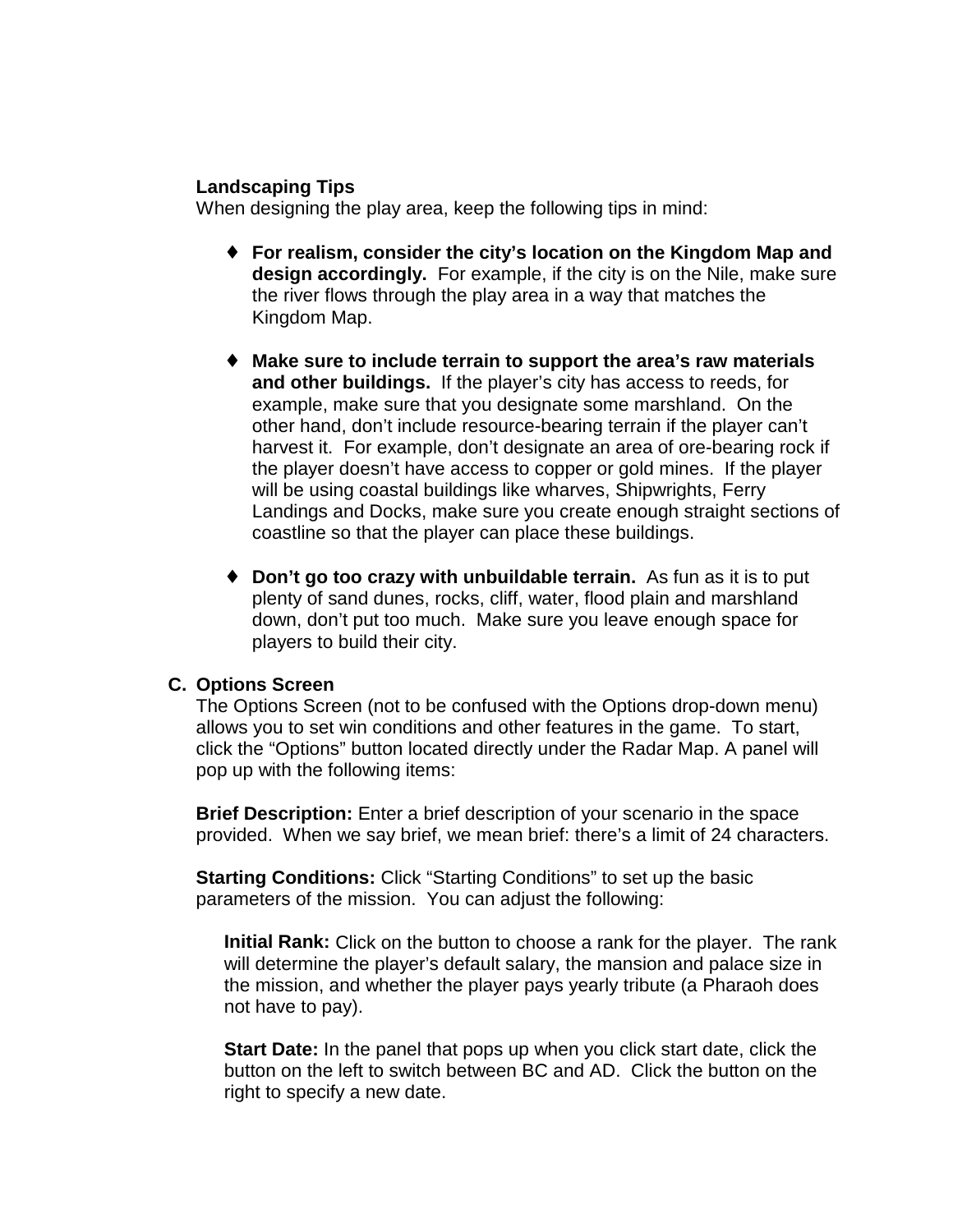**Landscaping Tips**

When designing the play area, keep the following tips in mind:

- **For realism, consider the city's location on the Kingdom Map and design accordingly.** For example, if the city is on the Nile, make sure the river flows through the play area in a way that matches the Kingdom Map.
- **Make sure to include terrain to support the area's raw materials and other buildings.** If the player's city has access to reeds, for example, make sure that you designate some marshland. On the other hand, don't include resource-bearing terrain if the player can't harvest it. For example, don't designate an area of ore-bearing rock if the player doesn't have access to copper or gold mines. If the player will be using coastal buildings like wharves, Shipwrights, Ferry Landings and Docks, make sure you create enough straight sections of coastline so that the player can place these buildings.
- **Don't go too crazy with unbuildable terrain.** As fun as it is to put plenty of sand dunes, rocks, cliff, water, flood plain and marshland down, don't put too much. Make sure you leave enough space for players to build their city.

## C. Options Screen

The Options Screen (not to be confused with the Options drop-down menu) allows you to set win conditions and other features in the game. To start, click the "Options" button located directly under the Radar Map. A panel will pop up with the following items:

**Brief Description:** Enter a brief description of your scenario in the space provided. When we say brief, we mean brief: there's a limit of 24 characters.

**Starting Conditions:** Click "Starting Conditions" to set up the basic parameters of the mission. You can adjust the following:

**Initial Rank:** Click on the button to choose a rank for the player. The rank will determine the player's default salary, the mansion and palace size in the mission, and whether the player pays yearly tribute (a Pharaoh does not have to pay).

**Start Date:** In the panel that pops up when you click start date, click the button on the left to switch between BC and AD. Click the button on the right to specify a new date.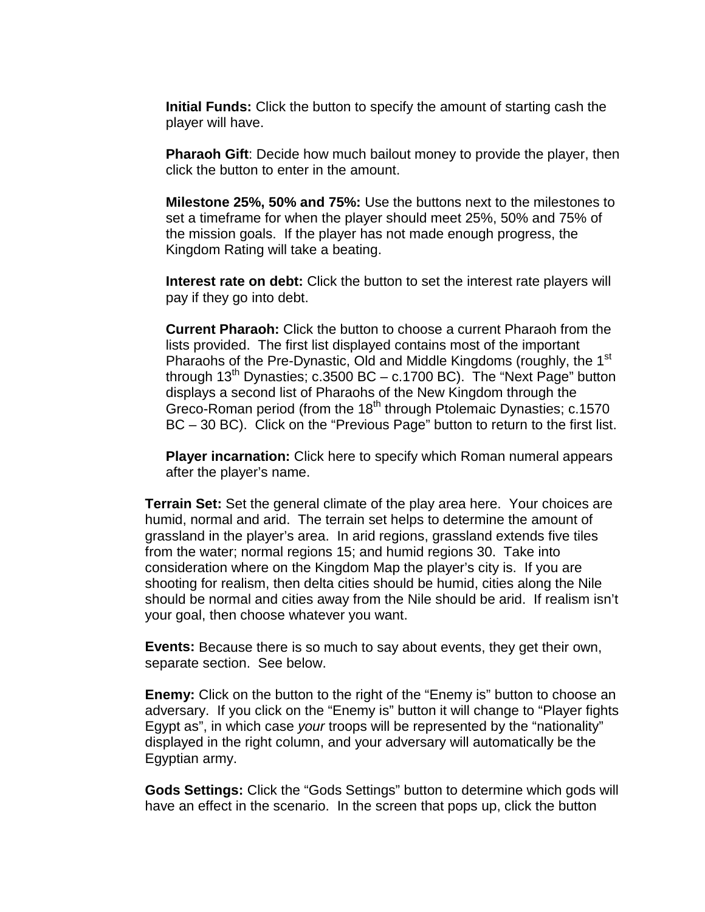**Initial Funds:** Click the button to specify the amount of starting cash the player will have.

**Pharaoh Gift**: Decide how much bailout money to provide the player, then click the button to enter in the amount.

**Milestone 25%, 50% and 75%:** Use the buttons next to the milestones to set a timeframe for when the player should meet 25%, 50% and 75% of the mission goals. If the player has not made enough progress, the Kingdom Rating will take a beating.

**Interest rate on debt:** Click the button to set the interest rate players will pay if they go into debt.

**Current Pharaoh:** Click the button to choose a current Pharaoh from the lists provided. The first list displayed contains most of the important Pharaohs of the Pre-Dynastic, Old and Middle Kingdoms (roughly, the 1st through 13th Dynasties; c.3500 BC – c.1700 BC). The "Next Page" button displays a second list of Pharaohs of the New Kingdom through the Greco-Roman period (from the 18th through Ptolemaic Dynasties; c.1570 BC – 30 BC). Click on the "Previous Page" button to return to the first list.

**Player incarnation:** Click here to specify which Roman numeral appears after the player's name.

**Terrain Set:** Set the general climate of the play area here. Your choices are humid, normal and arid. The terrain set helps to determine the amount of grassland in the player's area. In arid regions, grassland extends five tiles from the water; normal regions 15; and humid regions 30. Take into consideration where on the Kingdom Map the player's city is. If you are shooting for realism, then delta cities should be humid, cities along the Nile should be normal and cities away from the Nile should be arid. If realism isn't your goal, then choose whatever you want.

**Events:** Because there is so much to say about events, they get their own, separate section. See below.

**Enemy:** Click on the button to the right of the "Enemy is" button to choose an adversary. If you click on the "Enemy is" button it will change to "Player fights Egypt as", in which case *your* troops will be represented by the "nationality" displayed in the right column, and your adversary will automatically be the Egyptian army.

**Gods Settings:** Click the "Gods Settings" button to determine which gods will have an effect in the scenario. In the screen that pops up, click the button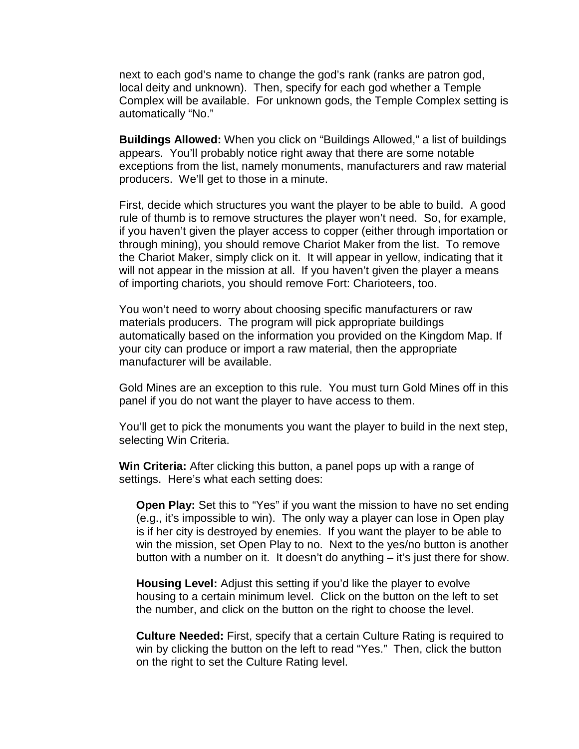next to each god's name to change the god's rank (ranks are patron god, local deity and unknown). Then, specify for each god whether a Temple Complex will be available. For unknown gods, the Temple Complex setting is automatically "No."

**Buildings Allowed:** When you click on "Buildings Allowed," a list of buildings appears. You'll probably notice right away that there are some notable exceptions from the list, namely monuments, manufacturers and raw material producers. We'll get to those in a minute.

First, decide which structures you want the player to be able to build. A good rule of thumb is to remove structures the player won't need. So, for example, if you haven't given the player access to copper (either through importation or through mining), you should remove Chariot Maker from the list. To remove the Chariot Maker, simply click on it. It will appear in yellow, indicating that it will not appear in the mission at all. If you haven't given the player a means of importing chariots, you should remove Fort: Charioteers, too.

You won't need to worry about choosing specific manufacturers or raw materials producers. The program will pick appropriate buildings automatically based on the information you provided on the Kingdom Map. If your city can produce or import a raw material, then the appropriate manufacturer will be available.

Gold Mines are an exception to this rule. You must turn Gold Mines off in this panel if you do not want the player to have access to them.

You'll get to pick the monuments you want the player to build in the next step, selecting Win Criteria.

**Win Criteria:** After clicking this button, a panel pops up with a range of settings. Here's what each setting does:

> **Open Play:** Set this to "Yes" if you want the mission to have no set ending (e.g., it's impossible to win). The only way a player can lose in Open play is if her city is destroyed by enemies. If you want the player to be able to win the mission, set Open Play to no. Next to the yes/no button is another button with a number on it. It doesn't do anything – it's just there for show.
>
> **Housing Level:** Adjust this setting if you'd like the player to evolve housing to a certain minimum level. Click on the button on the left to set the number, and click on the button on the right to choose the level.
>
> **Culture Needed:** First, specify that a certain Culture Rating is required to win by clicking the button on the left to read "Yes." Then, click the button on the right to set the Culture Rating level.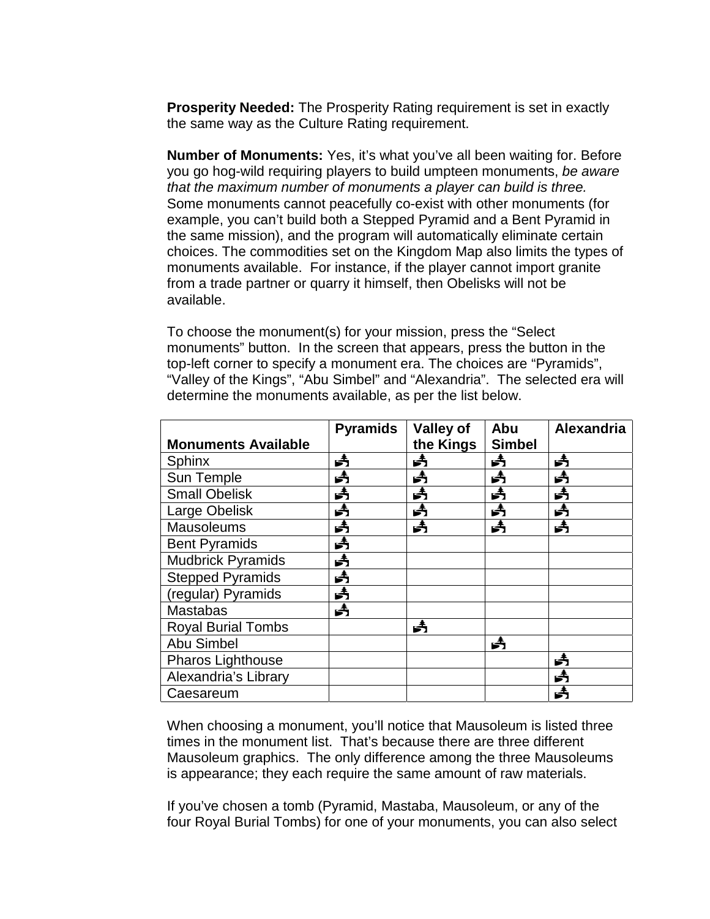**Prosperity Needed:** The Prosperity Rating requirement is set in exactly the same way as the Culture Rating requirement.

**Number of Monuments:** Yes, it's what you've all been waiting for. Before you go hog-wild requiring players to build umpteen monuments, *be aware that the maximum number of monuments a player can build is three.* Some monuments cannot peacefully co-exist with other monuments (for example, you can't build both a Stepped Pyramid and a Bent Pyramid in the same mission), and the program will automatically eliminate certain choices. The commodities set on the Kingdom Map also limits the types of monuments available. For instance, if the player cannot import granite from a trade partner or quarry it himself, then Obelisks will not be available.

To choose the monument(s) for your mission, press the "Select monuments" button. In the screen that appears, press the button in the top-left corner to specify a monument era. The choices are "Pyramids", "Valley of the Kings", "Abu Simbel" and "Alexandria". The selected era will determine the monuments available, as per the list below.

| Monuments Available | Pyramids | Valley of the Kings | Abu Simbel | Alexandria |
|---|---|---|---|---|
| Sphinx | ✓ | ✓ | ✓ | ✓ |
| Sun Temple | ✓ | ✓ | ✓ | ✓ |
| Small Obelisk | ✓ | ✓ | ✓ | ✓ |
| Large Obelisk | ✓ | ✓ | ✓ | ✓ |
| Mausoleums | ✓ | ✓ | ✓ | ✓ |
| Bent Pyramids | ✓ | | | |
| Mudbrick Pyramids | ✓ | | | |
| Stepped Pyramids | ✓ | | | |
| (regular) Pyramids | ✓ | | | |
| Mastabas | ✓ | | | |
| Royal Burial Tombs | | ✓ | | |
| Abu Simbel | | | ✓ | |
| Pharos Lighthouse | | | | ✓ |
| Alexandria's Library | | | | ✓ |
| Caesareum | | | | ✓ |

When choosing a monument, you'll notice that Mausoleum is listed three times in the monument list. That's because there are three different Mausoleum graphics. The only difference among the three Mausoleums is appearance; they each require the same amount of raw materials.

If you've chosen a tomb (Pyramid, Mastaba, Mausoleum, or any of the four Royal Burial Tombs) for one of your monuments, you can also select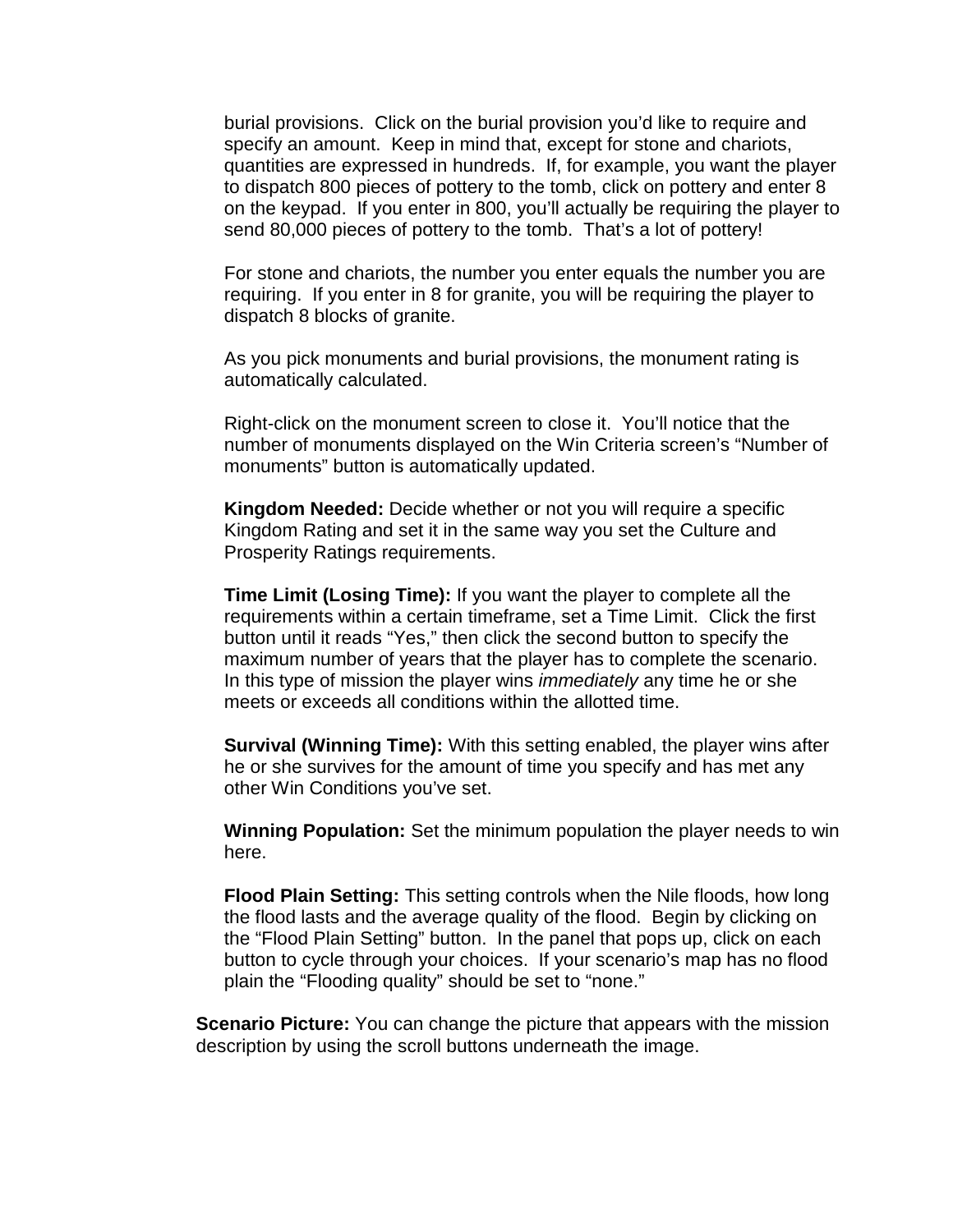burial provisions. Click on the burial provision you'd like to require and specify an amount. Keep in mind that, except for stone and chariots, quantities are expressed in hundreds. If, for example, you want the player to dispatch 800 pieces of pottery to the tomb, click on pottery and enter 8 on the keypad. If you enter in 800, you'll actually be requiring the player to send 80,000 pieces of pottery to the tomb. That's a lot of pottery!

For stone and chariots, the number you enter equals the number you are requiring. If you enter in 8 for granite, you will be requiring the player to dispatch 8 blocks of granite.

As you pick monuments and burial provisions, the monument rating is automatically calculated.

Right-click on the monument screen to close it. You'll notice that the number of monuments displayed on the Win Criteria screen's "Number of monuments" button is automatically updated.

**Kingdom Needed:** Decide whether or not you will require a specific Kingdom Rating and set it in the same way you set the Culture and Prosperity Ratings requirements.

**Time Limit (Losing Time):** If you want the player to complete all the requirements within a certain timeframe, set a Time Limit. Click the first button until it reads "Yes," then click the second button to specify the maximum number of years that the player has to complete the scenario. In this type of mission the player wins *immediately* any time he or she meets or exceeds all conditions within the allotted time.

**Survival (Winning Time):** With this setting enabled, the player wins after he or she survives for the amount of time you specify and has met any other Win Conditions you've set.

**Winning Population:** Set the minimum population the player needs to win here.

**Flood Plain Setting:** This setting controls when the Nile floods, how long the flood lasts and the average quality of the flood. Begin by clicking on the "Flood Plain Setting" button. In the panel that pops up, click on each button to cycle through your choices. If your scenario's map has no flood plain the "Flooding quality" should be set to "none."

**Scenario Picture:** You can change the picture that appears with the mission description by using the scroll buttons underneath the image.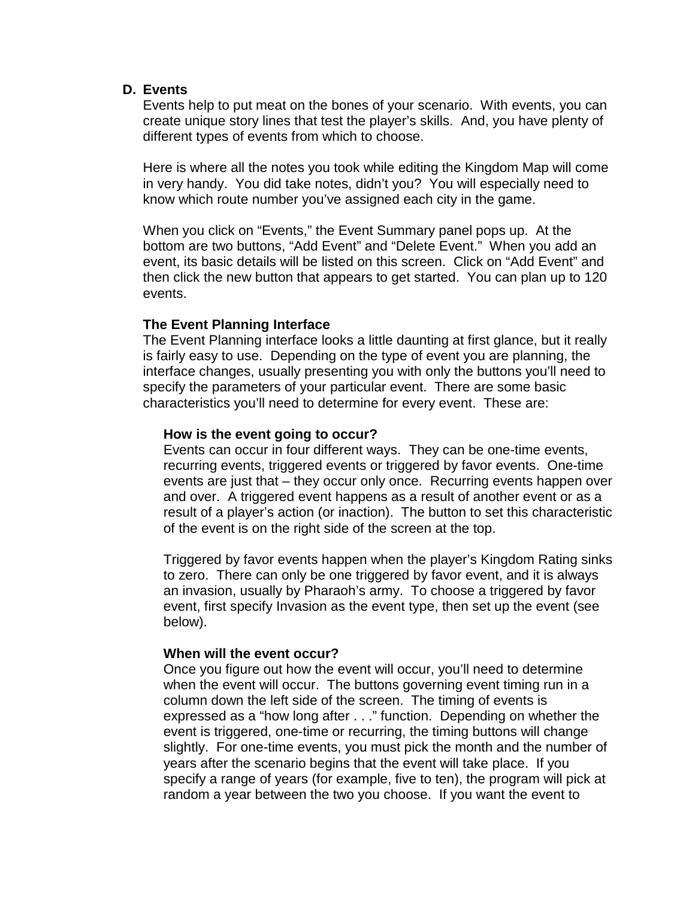## D. Events

Events help to put meat on the bones of your scenario. With events, you can create unique story lines that test the player's skills. And, you have plenty of different types of events from which to choose.

Here is where all the notes you took while editing the Kingdom Map will come in very handy. You did take notes, didn't you? You will especially need to know which route number you've assigned each city in the game.

When you click on "Events," the Event Summary panel pops up. At the bottom are two buttons, "Add Event" and "Delete Event." When you add an event, its basic details will be listed on this screen. Click on "Add Event" and then click the new button that appears to get started. You can plan up to 120 events.

### The Event Planning Interface

The Event Planning interface looks a little daunting at first glance, but it really is fairly easy to use. Depending on the type of event you are planning, the interface changes, usually presenting you with only the buttons you'll need to specify the parameters of your particular event. There are some basic characteristics you'll need to determine for every event. These are:

#### How is the event going to occur?

Events can occur in four different ways. They can be one-time events, recurring events, triggered events or triggered by favor events. One-time events are just that – they occur only once. Recurring events happen over and over. A triggered event happens as a result of another event or as a result of a player's action (or inaction). The button to set this characteristic of the event is on the right side of the screen at the top.

Triggered by favor events happen when the player's Kingdom Rating sinks to zero. There can only be one triggered by favor event, and it is always an invasion, usually by Pharaoh's army. To choose a triggered by favor event, first specify Invasion as the event type, then set up the event (see below).

#### When will the event occur?

Once you figure out how the event will occur, you'll need to determine when the event will occur. The buttons governing event timing run in a column down the left side of the screen. The timing of events is expressed as a "how long after . . ." function. Depending on whether the event is triggered, one-time or recurring, the timing buttons will change slightly. For one-time events, you must pick the month and the number of years after the scenario begins that the event will take place. If you specify a range of years (for example, five to ten), the program will pick at random a year between the two you choose. If you want the event to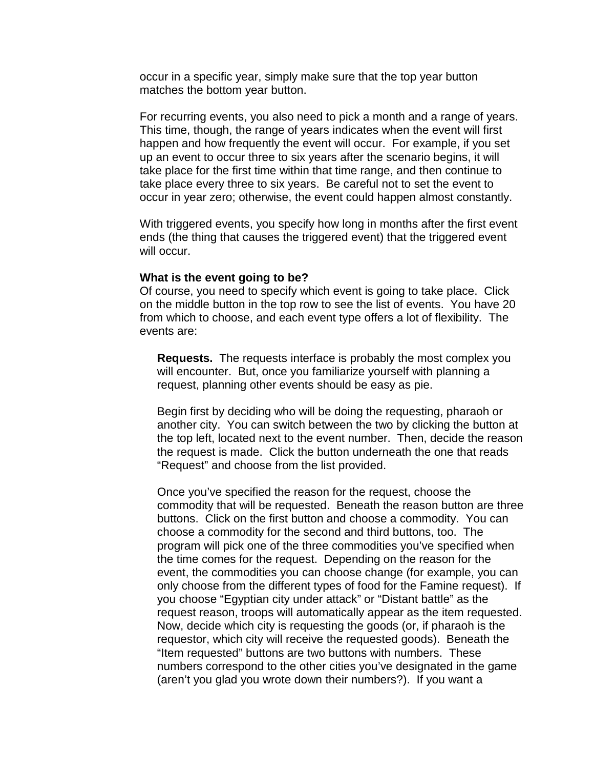occur in a specific year, simply make sure that the top year button matches the bottom year button.

For recurring events, you also need to pick a month and a range of years. This time, though, the range of years indicates when the event will first happen and how frequently the event will occur. For example, if you set up an event to occur three to six years after the scenario begins, it will take place for the first time within that time range, and then continue to take place every three to six years. Be careful not to set the event to occur in year zero; otherwise, the event could happen almost constantly.

With triggered events, you specify how long in months after the first event ends (the thing that causes the triggered event) that the triggered event will occur.

**What is the event going to be?**
Of course, you need to specify which event is going to take place. Click on the middle button in the top row to see the list of events. You have 20 from which to choose, and each event type offers a lot of flexibility. The events are:

**Requests.** The requests interface is probably the most complex you will encounter. But, once you familiarize yourself with planning a request, planning other events should be easy as pie.

Begin first by deciding who will be doing the requesting, pharaoh or another city. You can switch between the two by clicking the button at the top left, located next to the event number. Then, decide the reason the request is made. Click the button underneath the one that reads "Request" and choose from the list provided.

Once you've specified the reason for the request, choose the commodity that will be requested. Beneath the reason button are three buttons. Click on the first button and choose a commodity. You can choose a commodity for the second and third buttons, too. The program will pick one of the three commodities you've specified when the time comes for the request. Depending on the reason for the event, the commodities you can choose change (for example, you can only choose from the different types of food for the Famine request). If you choose "Egyptian city under attack" or "Distant battle" as the request reason, troops will automatically appear as the item requested. Now, decide which city is requesting the goods (or, if pharaoh is the requestor, which city will receive the requested goods). Beneath the "Item requested" buttons are two buttons with numbers. These numbers correspond to the other cities you've designated in the game (aren't you glad you wrote down their numbers?). If you want a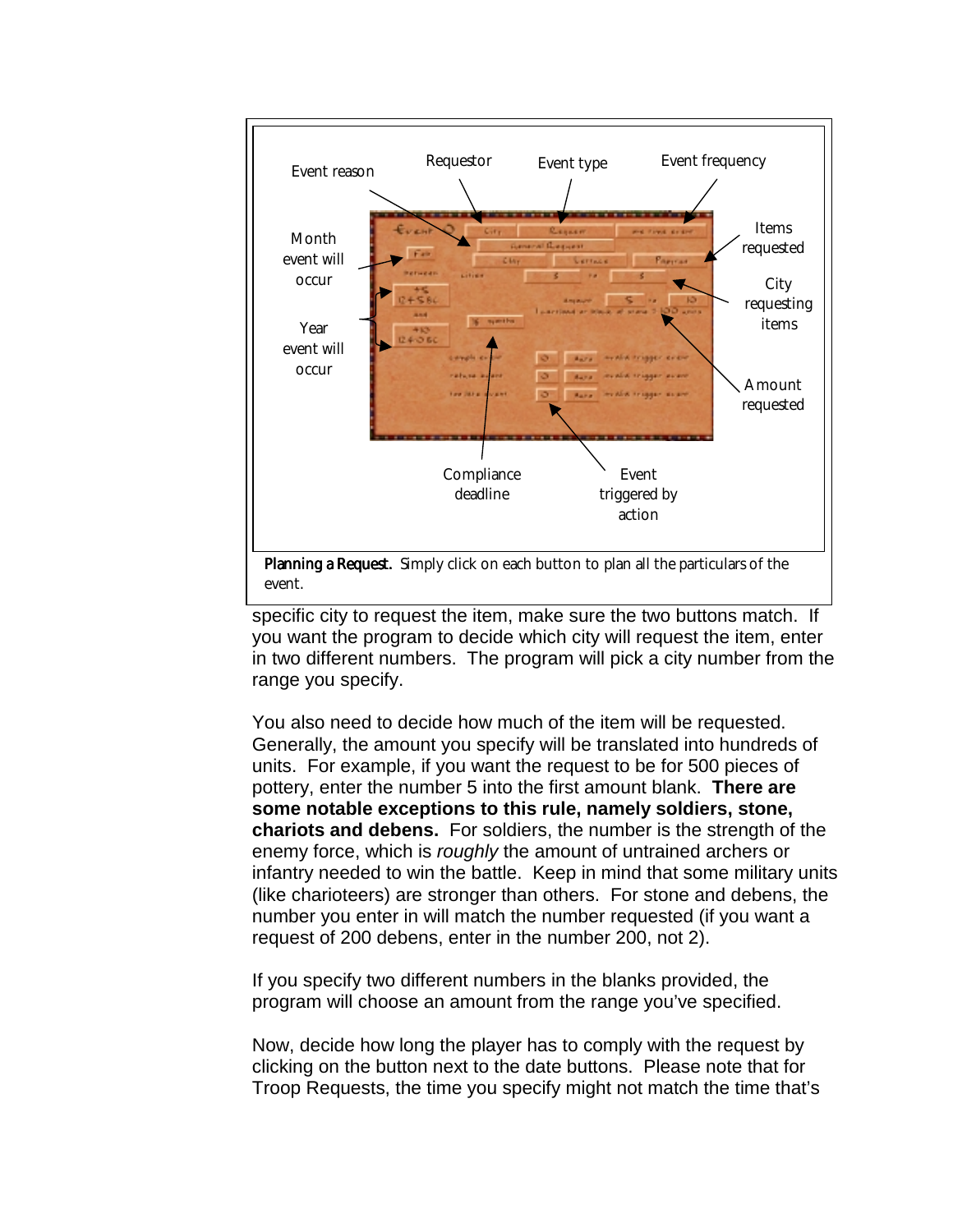Event reason

Requestor

Event type

Event frequency

Month event will occur

Year event will occur

Items requested

City requesting items

Amount requested

Compliance deadline

Event triggered by action

**Planning a Request.** Simply click on each button to plan all the particulars of the event.

specific city to request the item, make sure the two buttons match. If you want the program to decide which city will request the item, enter in two different numbers. The program will pick a city number from the range you specify.

You also need to decide how much of the item will be requested. Generally, the amount you specify will be translated into hundreds of units. For example, if you want the request to be for 500 pieces of pottery, enter the number 5 into the first amount blank. **There are some notable exceptions to this rule, namely soldiers, stone, chariots and debens.** For soldiers, the number is the strength of the enemy force, which is *roughly* the amount of untrained archers or infantry needed to win the battle. Keep in mind that some military units (like charioteers) are stronger than others. For stone and debens, the number you enter in will match the number requested (if you want a request of 200 debens, enter in the number 200, not 2).

If you specify two different numbers in the blanks provided, the program will choose an amount from the range you've specified.

Now, decide how long the player has to comply with the request by clicking on the button next to the date buttons. Please note that for Troop Requests, the time you specify might not match the time that's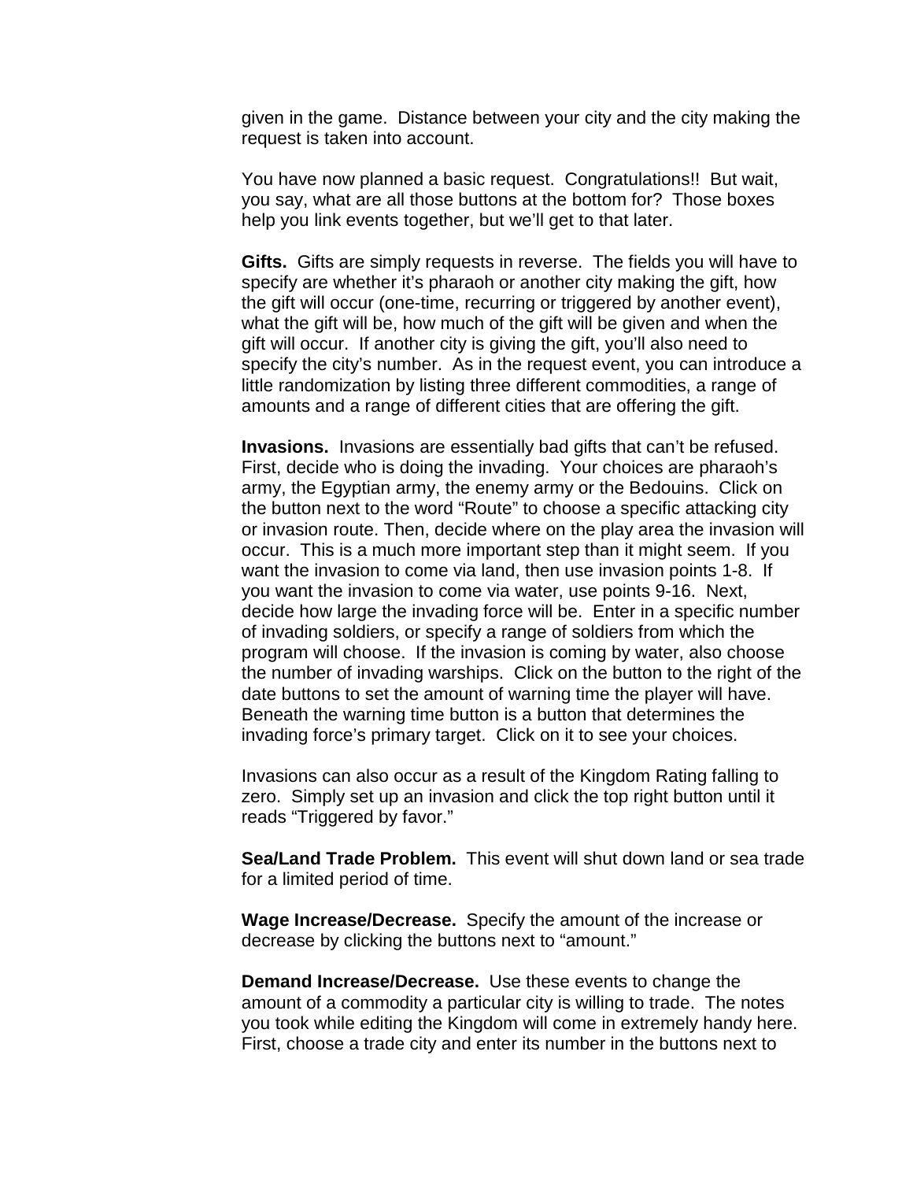given in the game. Distance between your city and the city making the request is taken into account.

You have now planned a basic request. Congratulations!! But wait, you say, what are all those buttons at the bottom for? Those boxes help you link events together, but we'll get to that later.

**Gifts.** Gifts are simply requests in reverse. The fields you will have to specify are whether it's pharaoh or another city making the gift, how the gift will occur (one-time, recurring or triggered by another event), what the gift will be, how much of the gift will be given and when the gift will occur. If another city is giving the gift, you'll also need to specify the city's number. As in the request event, you can introduce a little randomization by listing three different commodities, a range of amounts and a range of different cities that are offering the gift.

**Invasions.** Invasions are essentially bad gifts that can't be refused. First, decide who is doing the invading. Your choices are pharaoh's army, the Egyptian army, the enemy army or the Bedouins. Click on the button next to the word "Route" to choose a specific attacking city or invasion route. Then, decide where on the play area the invasion will occur. This is a much more important step than it might seem. If you want the invasion to come via land, then use invasion points 1-8. If you want the invasion to come via water, use points 9-16. Next, decide how large the invading force will be. Enter in a specific number of invading soldiers, or specify a range of soldiers from which the program will choose. If the invasion is coming by water, also choose the number of invading warships. Click on the button to the right of the date buttons to set the amount of warning time the player will have. Beneath the warning time button is a button that determines the invading force's primary target. Click on it to see your choices.

Invasions can also occur as a result of the Kingdom Rating falling to zero. Simply set up an invasion and click the top right button until it reads "Triggered by favor."

**Sea/Land Trade Problem.** This event will shut down land or sea trade for a limited period of time.

**Wage Increase/Decrease.** Specify the amount of the increase or decrease by clicking the buttons next to "amount."

**Demand Increase/Decrease.** Use these events to change the amount of a commodity a particular city is willing to trade. The notes you took while editing the Kingdom will come in extremely handy here. First, choose a trade city and enter its number in the buttons next to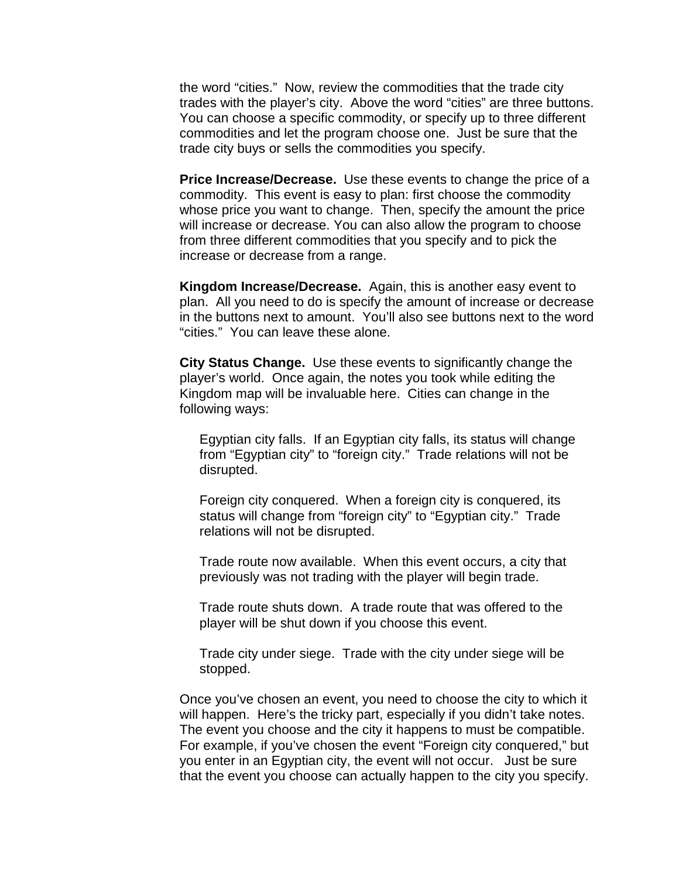the word “cities.” Now, review the commodities that the trade city trades with the player’s city. Above the word “cities” are three buttons. You can choose a specific commodity, or specify up to three different commodities and let the program choose one. Just be sure that the trade city buys or sells the commodities you specify.

**Price Increase/Decrease.** Use these events to change the price of a commodity. This event is easy to plan: first choose the commodity whose price you want to change. Then, specify the amount the price will increase or decrease. You can also allow the program to choose from three different commodities that you specify and to pick the increase or decrease from a range.

**Kingdom Increase/Decrease.** Again, this is another easy event to plan. All you need to do is specify the amount of increase or decrease in the buttons next to amount. You’ll also see buttons next to the word “cities.” You can leave these alone.

**City Status Change.** Use these events to significantly change the player’s world. Once again, the notes you took while editing the Kingdom map will be invaluable here. Cities can change in the following ways:

> Egyptian city falls. If an Egyptian city falls, its status will change from “Egyptian city” to “foreign city.” Trade relations will not be disrupted.
>
> Foreign city conquered. When a foreign city is conquered, its status will change from “foreign city” to “Egyptian city.” Trade relations will not be disrupted.
>
> Trade route now available. When this event occurs, a city that previously was not trading with the player will begin trade.
>
> Trade route shuts down. A trade route that was offered to the player will be shut down if you choose this event.
>
> Trade city under siege. Trade with the city under siege will be stopped.

Once you’ve chosen an event, you need to choose the city to which it will happen. Here’s the tricky part, especially if you didn’t take notes. The event you choose and the city it happens to must be compatible. For example, if you’ve chosen the event “Foreign city conquered,” but you enter in an Egyptian city, the event will not occur. Just be sure that the event you choose can actually happen to the city you specify.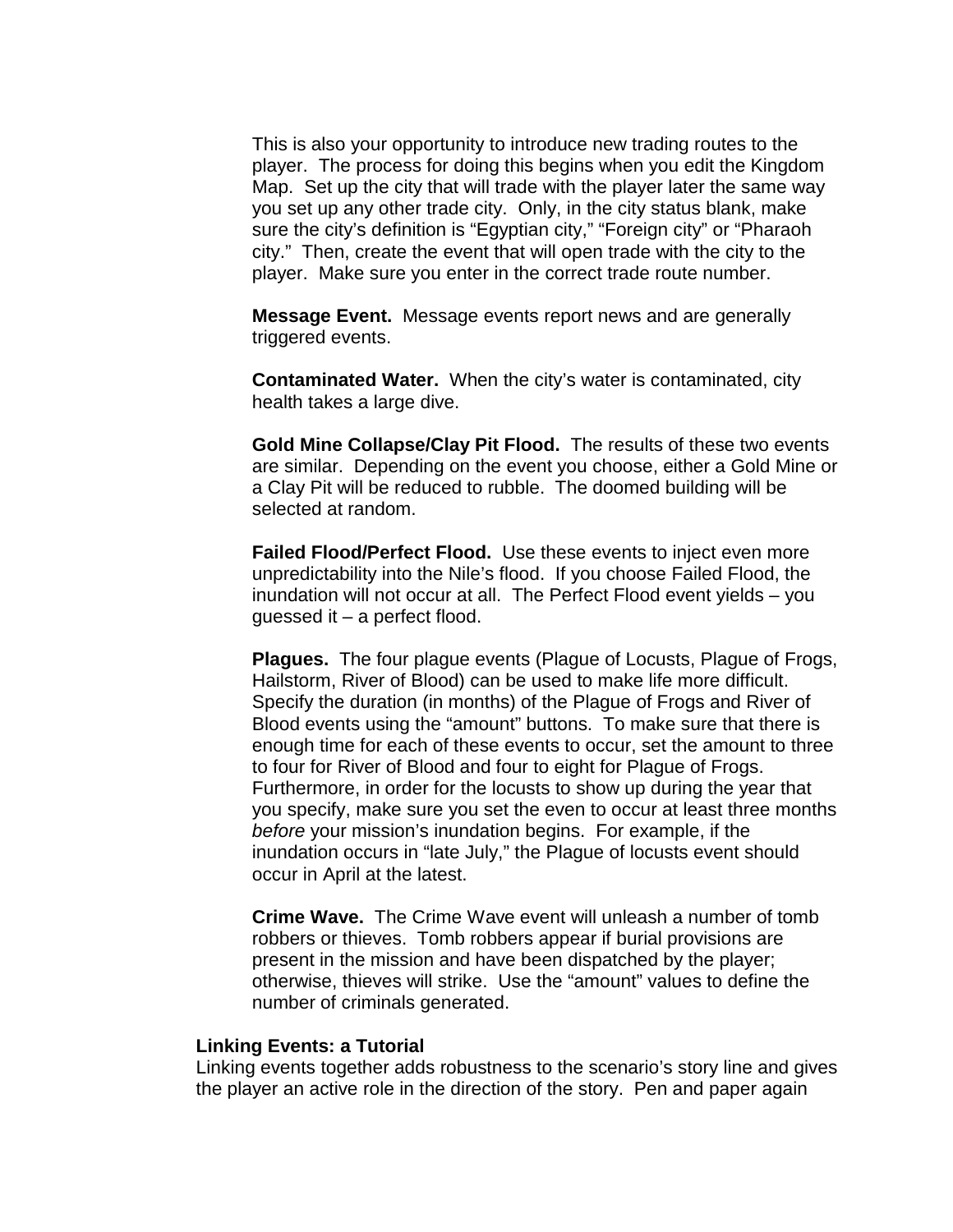This is also your opportunity to introduce new trading routes to the player. The process for doing this begins when you edit the Kingdom Map. Set up the city that will trade with the player later the same way you set up any other trade city. Only, in the city status blank, make sure the city's definition is "Egyptian city," "Foreign city" or "Pharaoh city." Then, create the event that will open trade with the city to the player. Make sure you enter in the correct trade route number.

**Message Event.** Message events report news and are generally triggered events.

**Contaminated Water.** When the city's water is contaminated, city health takes a large dive.

**Gold Mine Collapse/Clay Pit Flood.** The results of these two events are similar. Depending on the event you choose, either a Gold Mine or a Clay Pit will be reduced to rubble. The doomed building will be selected at random.

**Failed Flood/Perfect Flood.** Use these events to inject even more unpredictability into the Nile's flood. If you choose Failed Flood, the inundation will not occur at all. The Perfect Flood event yields – you guessed it – a perfect flood.

**Plagues.** The four plague events (Plague of Locusts, Plague of Frogs, Hailstorm, River of Blood) can be used to make life more difficult. Specify the duration (in months) of the Plague of Frogs and River of Blood events using the "amount" buttons. To make sure that there is enough time for each of these events to occur, set the amount to three to four for River of Blood and four to eight for Plague of Frogs. Furthermore, in order for the locusts to show up during the year that you specify, make sure you set the even to occur at least three months *before* your mission's inundation begins. For example, if the inundation occurs in "late July," the Plague of locusts event should occur in April at the latest.

**Crime Wave.** The Crime Wave event will unleash a number of tomb robbers or thieves. Tomb robbers appear if burial provisions are present in the mission and have been dispatched by the player; otherwise, thieves will strike. Use the "amount" values to define the number of criminals generated.

### Linking Events: a Tutorial

Linking events together adds robustness to the scenario's story line and gives the player an active role in the direction of the story. Pen and paper again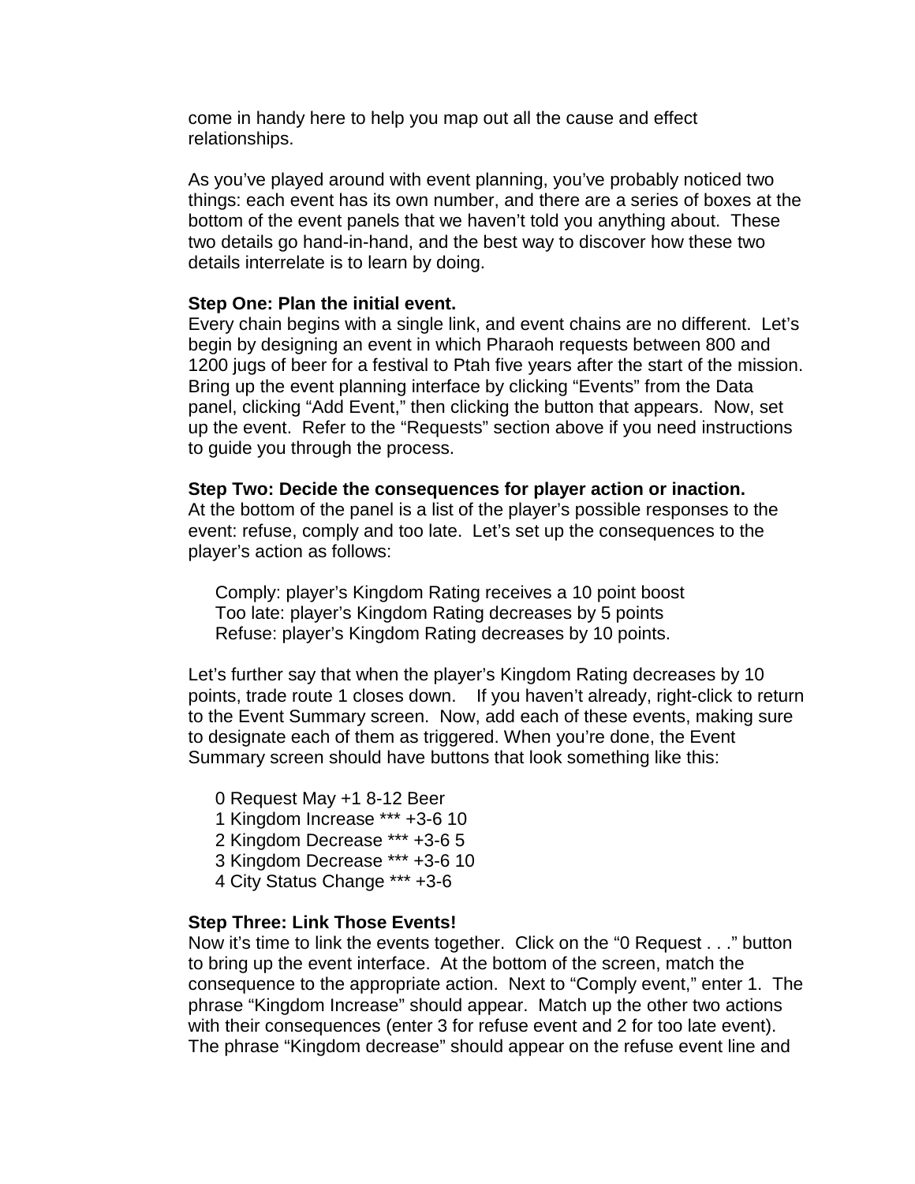come in handy here to help you map out all the cause and effect relationships.

As you've played around with event planning, you've probably noticed two things: each event has its own number, and there are a series of boxes at the bottom of the event panels that we haven't told you anything about. These two details go hand-in-hand, and the best way to discover how these two details interrelate is to learn by doing.

**Step One: Plan the initial event.**
Every chain begins with a single link, and event chains are no different. Let's begin by designing an event in which Pharaoh requests between 800 and 1200 jugs of beer for a festival to Ptah five years after the start of the mission. Bring up the event planning interface by clicking "Events" from the Data panel, clicking "Add Event," then clicking the button that appears. Now, set up the event. Refer to the "Requests" section above if you need instructions to guide you through the process.

**Step Two: Decide the consequences for player action or inaction.**
At the bottom of the panel is a list of the player's possible responses to the event: refuse, comply and too late. Let's set up the consequences to the player's action as follows:

Comply: player's Kingdom Rating receives a 10 point boost
Too late: player's Kingdom Rating decreases by 5 points
Refuse: player's Kingdom Rating decreases by 10 points.

Let's further say that when the player's Kingdom Rating decreases by 10 points, trade route 1 closes down. If you haven't already, right-click to return to the Event Summary screen. Now, add each of these events, making sure to designate each of them as triggered. When you're done, the Event Summary screen should have buttons that look something like this:

0 Request May +1 8-12 Beer
1 Kingdom Increase *** +3-6 10
2 Kingdom Decrease *** +3-6 5
3 Kingdom Decrease *** +3-6 10
4 City Status Change *** +3-6

**Step Three: Link Those Events!**
Now it's time to link the events together. Click on the "0 Request . . ." button to bring up the event interface. At the bottom of the screen, match the consequence to the appropriate action. Next to "Comply event," enter 1. The phrase "Kingdom Increase" should appear. Match up the other two actions with their consequences (enter 3 for refuse event and 2 for too late event). The phrase "Kingdom decrease" should appear on the refuse event line and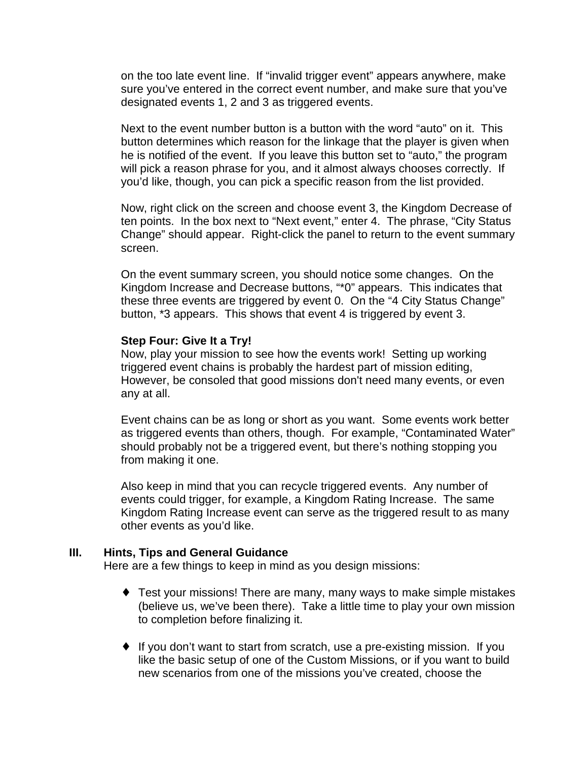on the too late event line. If "invalid trigger event" appears anywhere, make sure you've entered in the correct event number, and make sure that you've designated events 1, 2 and 3 as triggered events.

Next to the event number button is a button with the word "auto" on it. This button determines which reason for the linkage that the player is given when he is notified of the event. If you leave this button set to "auto," the program will pick a reason phrase for you, and it almost always chooses correctly. If you'd like, though, you can pick a specific reason from the list provided.

Now, right click on the screen and choose event 3, the Kingdom Decrease of ten points. In the box next to "Next event," enter 4. The phrase, "City Status Change" should appear. Right-click the panel to return to the event summary screen.

On the event summary screen, you should notice some changes. On the Kingdom Increase and Decrease buttons, "*0" appears. This indicates that these three events are triggered by event 0. On the "4 City Status Change" button, *3 appears. This shows that event 4 is triggered by event 3.

**Step Four: Give It a Try!**
Now, play your mission to see how the events work! Setting up working triggered event chains is probably the hardest part of mission editing, However, be consoled that good missions don't need many events, or even any at all.

Event chains can be as long or short as you want. Some events work better as triggered events than others, though. For example, "Contaminated Water" should probably not be a triggered event, but there's nothing stopping you from making it one.

Also keep in mind that you can recycle triggered events. Any number of events could trigger, for example, a Kingdom Rating Increase. The same Kingdom Rating Increase event can serve as the triggered result to as many other events as you'd like.

## III. Hints, Tips and General Guidance

Here are a few things to keep in mind as you design missions:

- Test your missions! There are many, many ways to make simple mistakes (believe us, we've been there). Take a little time to play your own mission to completion before finalizing it.

- If you don't want to start from scratch, use a pre-existing mission. If you like the basic setup of one of the Custom Missions, or if you want to build new scenarios from one of the missions you've created, choose the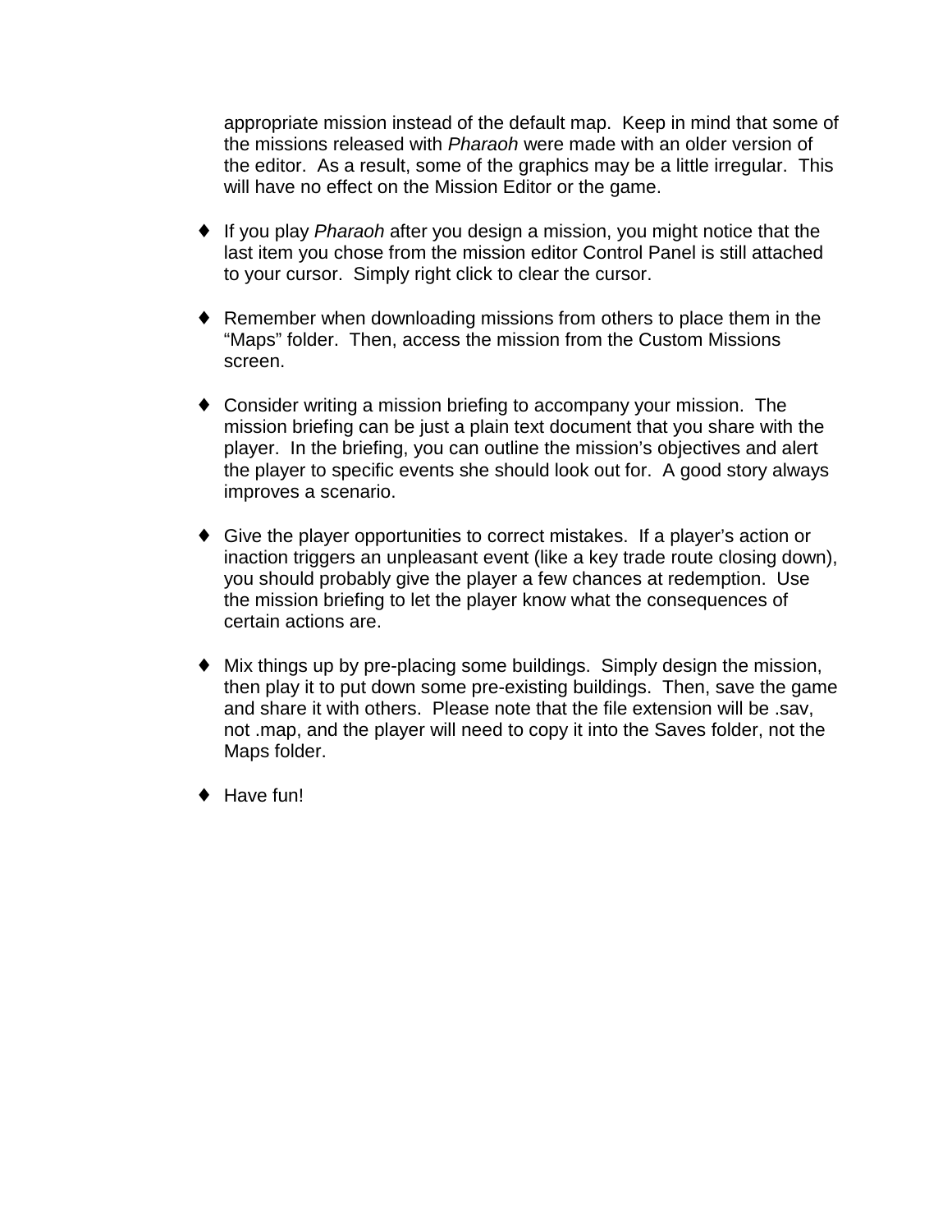appropriate mission instead of the default map. Keep in mind that some of the missions released with *Pharaoh* were made with an older version of the editor. As a result, some of the graphics may be a little irregular. This will have no effect on the Mission Editor or the game.

- If you play *Pharaoh* after you design a mission, you might notice that the last item you chose from the mission editor Control Panel is still attached to your cursor. Simply right click to clear the cursor.

- Remember when downloading missions from others to place them in the "Maps" folder. Then, access the mission from the Custom Missions screen.

- Consider writing a mission briefing to accompany your mission. The mission briefing can be just a plain text document that you share with the player. In the briefing, you can outline the mission's objectives and alert the player to specific events she should look out for. A good story always improves a scenario.

- Give the player opportunities to correct mistakes. If a player's action or inaction triggers an unpleasant event (like a key trade route closing down), you should probably give the player a few chances at redemption. Use the mission briefing to let the player know what the consequences of certain actions are.

- Mix things up by pre-placing some buildings. Simply design the mission, then play it to put down some pre-existing buildings. Then, save the game and share it with others. Please note that the file extension will be .sav, not .map, and the player will need to copy it into the Saves folder, not the Maps folder.

- Have fun!